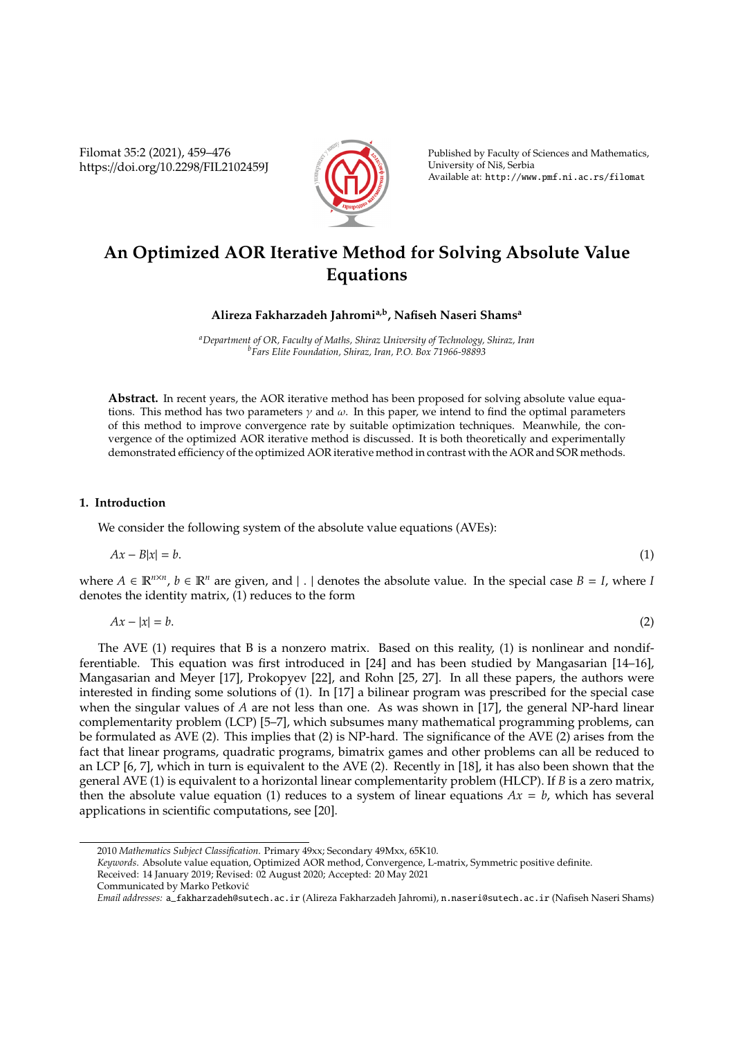# An Optimized AOR Iterative Method for Solving Absolute Value Equations

**Alireza Fakharzadeh Jahromi[a,b], Nafiseh Naseri Shams[a]**

[a]*Department of OR, Faculty of Maths, Shiraz University of Technology, Shiraz, Iran*
[b]*Fars Elite Foundation, Shiraz, Iran, P.O. Box 71966-98893*

**Abstract.** In recent years, the AOR iterative method has been proposed for solving absolute value equations. This method has two parameters $\gamma$ and $\omega$. In this paper, we intend to find the optimal parameters of this method to improve convergence rate by suitable optimization techniques. Meanwhile, the convergence of the optimized AOR iterative method is discussed. It is both theoretically and experimentally demonstrated efficiency of the optimized AOR iterative method in contrast with the AOR and SOR methods.

## 1. Introduction

We consider the following system of the absolute value equations (AVEs):

$$Ax - B|x| = b. \tag{1}$$

where $A \in \mathbb{R}^{n\times n}$, $b \in \mathbb{R}^n$ are given, and $|\,.\,|$ denotes the absolute value. In the special case $B = I$, where $I$ denotes the identity matrix, (1) reduces to the form

$$Ax - |x| = b. \tag{2}$$

The AVE (1) requires that B is a nonzero matrix. Based on this reality, (1) is nonlinear and nondifferentiable. This equation was first introduced in [24] and has been studied by Mangasarian [14–16], Mangasarian and Meyer [17], Prokopyev [22], and Rohn [25, 27]. In all these papers, the authors were interested in finding some solutions of (1). In [17] a bilinear program was prescribed for the special case when the singular values of $A$ are not less than one. As was shown in [17], the general NP-hard linear complementarity problem (LCP) [5–7], which subsumes many mathematical programming problems, can be formulated as AVE (2). This implies that (2) is NP-hard. The significance of the AVE (2) arises from the fact that linear programs, quadratic programs, bimatrix games and other problems can all be reduced to an LCP [6, 7], which in turn is equivalent to the AVE (2). Recently in [18], it has also been shown that the general AVE (1) is equivalent to a horizontal linear complementarity problem (HLCP). If $B$ is a zero matrix, then the absolute value equation (1) reduces to a system of linear equations $Ax = b$, which has several applications in scientific computations, see [20].

---

2010 *Mathematics Subject Classification*. Primary 49xx; Secondary 49Mxx, 65K10.

*Keywords*. Absolute value equation, Optimized AOR method, Convergence, L-matrix, Symmetric positive definite.

Received: 14 January 2019; Revised: 02 August 2020; Accepted: 20 May 2021

Communicated by Marko Petković

*Email addresses:* a_fakharzadeh@sutech.ac.ir (Alireza Fakharzadeh Jahromi), n.naseri@sutech.ac.ir (Nafiseh Naseri Shams)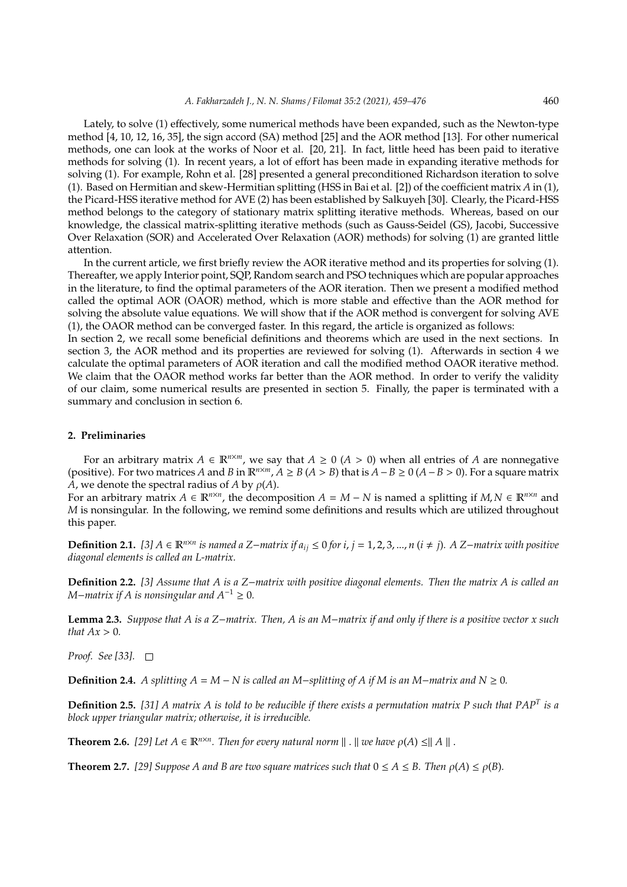Lately, to solve (1) effectively, some numerical methods have been expanded, such as the Newton-type method [4, 10, 12, 16, 35], the sign accord (SA) method [25] and the AOR method [13]. For other numerical methods, one can look at the works of Noor et al. [20, 21]. In fact, little heed has been paid to iterative methods for solving (1). In recent years, a lot of effort has been made in expanding iterative methods for solving (1). For example, Rohn et al. [28] presented a general preconditioned Richardson iteration to solve (1). Based on Hermitian and skew-Hermitian splitting (HSS in Bai et al. [2]) of the coefficient matrix $A$ in (1), the Picard-HSS iterative method for AVE (2) has been established by Salkuyeh [30]. Clearly, the Picard-HSS method belongs to the category of stationary matrix splitting iterative methods. Whereas, based on our knowledge, the classical matrix-splitting iterative methods (such as Gauss-Seidel (GS), Jacobi, Successive Over Relaxation (SOR) and Accelerated Over Relaxation (AOR) methods) for solving (1) are granted little attention.

In the current article, we first briefly review the AOR iterative method and its properties for solving (1). Thereafter, we apply Interior point, SQP, Random search and PSO techniques which are popular approaches in the literature, to find the optimal parameters of the AOR iteration. Then we present a modified method called the optimal AOR (OAOR) method, which is more stable and effective than the AOR method for solving the absolute value equations. We will show that if the AOR method is convergent for solving AVE (1), the OAOR method can be converged faster. In this regard, the article is organized as follows:
In section 2, we recall some beneficial definitions and theorems which are used in the next sections. In section 3, the AOR method and its properties are reviewed for solving (1). Afterwards in section 4 we calculate the optimal parameters of AOR iteration and call the modified method OAOR iterative method. We claim that the OAOR method works far better than the AOR method. In order to verify the validity of our claim, some numerical results are presented in section 5. Finally, the paper is terminated with a summary and conclusion in section 6.

## 2. Preliminaries

For an arbitrary matrix $A \in \mathbb{R}^{n\times m}$, we say that $A \geq 0$ $(A > 0)$ when all entries of $A$ are nonnegative (positive). For two matrices $A$ and $B$ in $\mathbb{R}^{n\times m}$, $A \geq B$ $(A > B)$ that is $A - B \geq 0$ $(A - B > 0)$. For a square matrix $A$, we denote the spectral radius of $A$ by $\rho(A)$.
For an arbitrary matrix $A \in \mathbb{R}^{n\times n}$, the decomposition $A = M - N$ is named a splitting if $M, N \in \mathbb{R}^{n\times n}$ and $M$ is nonsingular. In the following, we remind some definitions and results which are utilized throughout this paper.

**Definition 2.1.** *[3] $A \in \mathbb{R}^{n\times n}$ is named a $Z-$matrix if $a_{ij} \leq 0$ for $i, j = 1, 2, 3, ..., n$ $(i \neq j)$. A $Z-$matrix with positive diagonal elements is called an L-matrix.*

**Definition 2.2.** *[3] Assume that $A$ is a $Z-$matrix with positive diagonal elements. Then the matrix $A$ is called an $M-$matrix if $A$ is nonsingular and $A^{-1} \geq 0$.*

**Lemma 2.3.** *Suppose that $A$ is a $Z-$matrix. Then, $A$ is an $M-$matrix if and only if there is a positive vector $x$ such that $Ax > 0$.*

*Proof.* See [33]. □

**Definition 2.4.** *A splitting $A = M - N$ is called an $M-$splitting of $A$ if $M$ is an $M-$matrix and $N \geq 0$.*

**Definition 2.5.** *[31] A matrix $A$ is told to be reducible if there exists a permutation matrix $P$ such that $PAP^T$ is a block upper triangular matrix; otherwise, it is irreducible.*

**Theorem 2.6.** *[29] Let $A \in \mathbb{R}^{n\times n}$. Then for every natural norm $\| . \|$ we have $\rho(A) \leq \| A \|$ .*

**Theorem 2.7.** *[29] Suppose $A$ and $B$ are two square matrices such that $0 \leq A \leq B$. Then $\rho(A) \leq \rho(B)$.*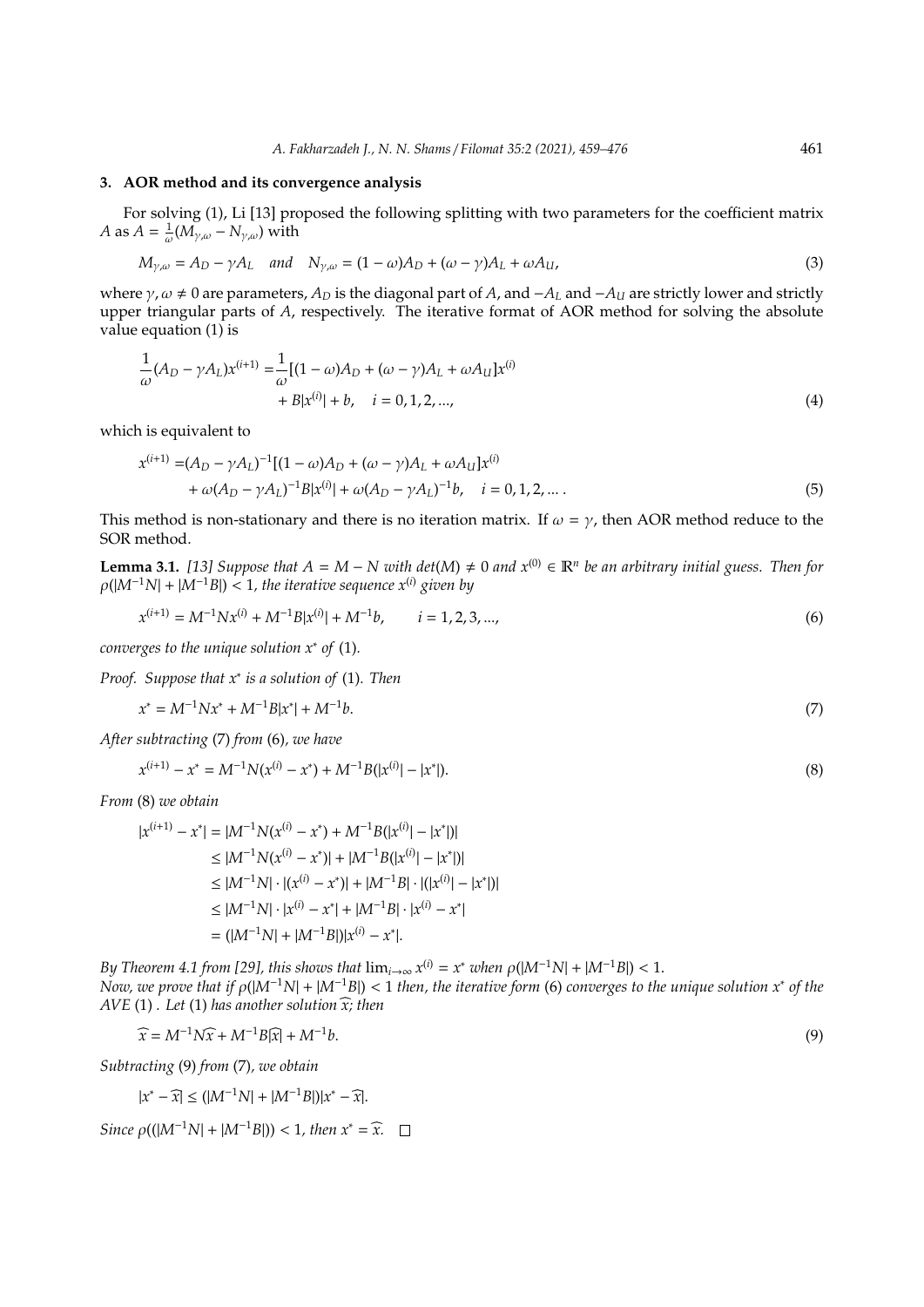## 3. AOR method and its convergence analysis

For solving (1), Li [13] proposed the following splitting with two parameters for the coefficient matrix $A$ as $A = \frac{1}{\omega}(M_{\gamma,\omega} - N_{\gamma,\omega})$ with

$$M_{\gamma,\omega} = A_D - \gamma A_L \quad \text{and} \quad N_{\gamma,\omega} = (1-\omega)A_D + (\omega - \gamma)A_L + \omega A_U, \tag{3}$$

where $\gamma, \omega \neq 0$ are parameters, $A_D$ is the diagonal part of $A$, and $-A_L$ and $-A_U$ are strictly lower and strictly upper triangular parts of $A$, respectively. The iterative format of AOR method for solving the absolute value equation (1) is

$$\begin{aligned}\frac{1}{\omega}(A_D - \gamma A_L)x^{(i+1)} =& \frac{1}{\omega}[(1-\omega)A_D + (\omega-\gamma)A_L + \omega A_U]x^{(i)} \\ &+ B|x^{(i)}| + b, \quad i = 0, 1, 2, ...,\end{aligned} \tag{4}$$

which is equivalent to

$$\begin{aligned}x^{(i+1)} =& (A_D - \gamma A_L)^{-1}[(1-\omega)A_D + (\omega-\gamma)A_L + \omega A_U]x^{(i)} \\ &+ \omega(A_D - \gamma A_L)^{-1}B|x^{(i)}| + \omega(A_D - \gamma A_L)^{-1}b, \quad i = 0, 1, 2, ... .\end{aligned} \tag{5}$$

This method is non-stationary and there is no iteration matrix. If $\omega = \gamma$, then AOR method reduce to the SOR method.

**Lemma 3.1.** *[13] Suppose that $A = M - N$ with $det(M) \neq 0$ and $x^{(0)} \in \mathbb{R}^n$ be an arbitrary initial guess. Then for $\rho(|M^{-1}N| + |M^{-1}B|) < 1$, the iterative sequence $x^{(i)}$ given by*

$$x^{(i+1)} = M^{-1}Nx^{(i)} + M^{-1}B|x^{(i)}| + M^{-1}b, \qquad i = 1, 2, 3, ..., \tag{6}$$

*converges to the unique solution $x^*$ of* (1).

*Proof. Suppose that $x^*$ is a solution of* (1). *Then*

$$x^* = M^{-1}Nx^* + M^{-1}B|x^*| + M^{-1}b. \tag{7}$$

*After subtracting* (7) *from* (6), *we have*

$$x^{(i+1)} - x^* = M^{-1}N(x^{(i)} - x^*) + M^{-1}B(|x^{(i)}| - |x^*|). \tag{8}$$

*From* (8) *we obtain*

$$\begin{aligned}|x^{(i+1)} - x^*| &= |M^{-1}N(x^{(i)} - x^*) + M^{-1}B(|x^{(i)}| - |x^*|)| \\ &\leq |M^{-1}N(x^{(i)} - x^*)| + |M^{-1}B(|x^{(i)}| - |x^*|)| \\ &\leq |M^{-1}N| \cdot |(x^{(i)} - x^*)| + |M^{-1}B| \cdot |(|x^{(i)}| - |x^*|)| \\ &\leq |M^{-1}N| \cdot |x^{(i)} - x^*| + |M^{-1}B| \cdot |x^{(i)} - x^*| \\ &= (|M^{-1}N| + |M^{-1}B|)|x^{(i)} - x^*|.\end{aligned}$$

*By Theorem 4.1 from [29], this shows that $\lim_{i\to\infty} x^{(i)} = x^*$ when $\rho(|M^{-1}N| + |M^{-1}B|) < 1$.*
*Now, we prove that if $\rho(|M^{-1}N| + |M^{-1}B|) < 1$ then, the iterative form* (6) *converges to the unique solution $x^*$ of the AVE* (1) . *Let* (1) *has another solution $\widehat{x}$; then*

$$\widehat{x} = M^{-1}N\widehat{x} + M^{-1}B|\widehat{x}| + M^{-1}b. \tag{9}$$

*Subtracting* (9) *from* (7), *we obtain*

$$|x^* - \widehat{x}| \leq (|M^{-1}N| + |M^{-1}B|)|x^* - \widehat{x}|.$$

*Since $\rho((|M^{-1}N| + |M^{-1}B|)) < 1$, then $x^* = \widehat{x}$.* □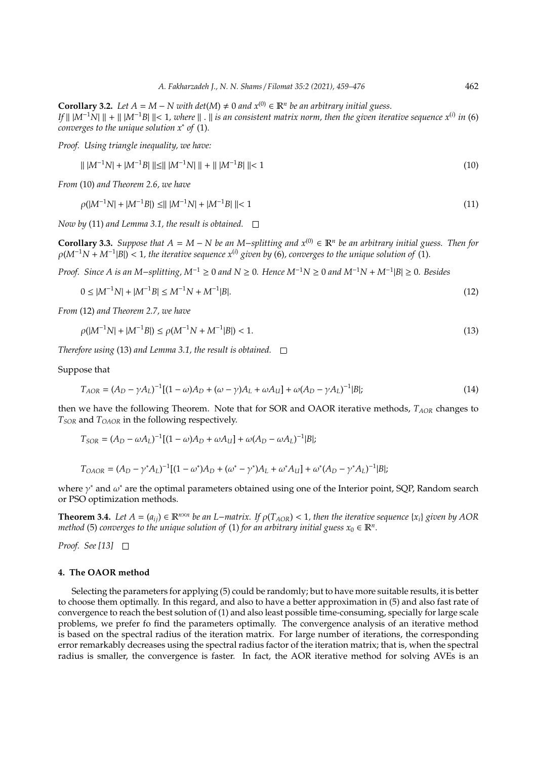**Corollary 3.2.** *Let $A = M - N$ with $det(M) \neq 0$ and $x^{(0)} \in \mathbb{R}^n$ be an arbitrary initial guess. If $\| |M^{-1}N| \| + \| |M^{-1}B| \| < 1$, where $\| . \|$ is an consistent matrix norm, then the given iterative sequence $x^{(i)}$ in (6) converges to the unique solution $x^*$ of (1).*

*Proof.* *Using triangle inequality, we have:*

$$\| |M^{-1}N| + |M^{-1}B| \| \leq \| |M^{-1}N| \| + \| |M^{-1}B| \| < 1 \tag{10}$$

*From (10) and Theorem 2.6, we have*

$$\rho(|M^{-1}N| + |M^{-1}B|) \leq \| |M^{-1}N| + |M^{-1}B| \| < 1 \tag{11}$$

*Now by (11) and Lemma 3.1, the result is obtained.* □

**Corollary 3.3.** *Suppose that $A = M - N$ be an $M-$splitting and $x^{(0)} \in \mathbb{R}^n$ be an arbitrary initial guess. Then for $\rho(M^{-1}N + M^{-1}|B|) < 1$, the iterative sequence $x^{(i)}$ given by (6), converges to the unique solution of (1).*

*Proof.* *Since A is an $M-$splitting, $M^{-1} \geq 0$ and $N \geq 0$. Hence $M^{-1}N \geq 0$ and $M^{-1}N + M^{-1}|B| \geq 0$. Besides*

$$0 \leq |M^{-1}N| + |M^{-1}B| \leq M^{-1}N + M^{-1}|B|. \tag{12}$$

*From (12) and Theorem 2.7, we have*

$$\rho(|M^{-1}N| + |M^{-1}B|) \leq \rho(M^{-1}N + M^{-1}|B|) < 1. \tag{13}$$

*Therefore using (13) and Lemma 3.1, the result is obtained.* □

Suppose that

$$T_{AOR} = (A_D - \gamma A_L)^{-1}[(1-\omega)A_D + (\omega - \gamma)A_L + \omega A_U] + \omega(A_D - \gamma A_L)^{-1}|B|; \tag{14}$$

then we have the following Theorem. Note that for SOR and OAOR iterative methods, $T_{AOR}$ changes to $T_{SOR}$ and $T_{OAOR}$ in the following respectively.

$$T_{SOR} = (A_D - \omega A_L)^{-1}[(1-\omega)A_D + \omega A_U] + \omega(A_D - \omega A_L)^{-1}|B|;$$

$$T_{OAOR} = (A_D - \gamma^* A_L)^{-1}[(1-\omega^*)A_D + (\omega^* - \gamma^*)A_L + \omega^* A_U] + \omega^*(A_D - \gamma^* A_L)^{-1}|B|;$$

where $\gamma^*$ and $\omega^*$ are the optimal parameters obtained using one of the Interior point, SQP, Random search or PSO optimization methods.

**Theorem 3.4.** *Let $A = (a_{ij}) \in \mathbb{R}^{n \times n}$ be an $L-$matrix. If $\rho(T_{AOR}) < 1$, then the iterative sequence $\{x_i\}$ given by AOR method (5) converges to the unique solution of (1) for an arbitrary initial guess $x_0 \in \mathbb{R}^n$.*

*Proof.* *See [13]* □

## 4. The OAOR method

Selecting the parameters for applying (5) could be randomly; but to have more suitable results, it is better to choose them optimally. In this regard, and also to have a better approximation in (5) and also fast rate of convergence to reach the best solution of (1) and also least possible time-consuming, specially for large scale problems, we prefer fo find the parameters optimally. The convergence analysis of an iterative method is based on the spectral radius of the iteration matrix. For large number of iterations, the corresponding error remarkably decreases using the spectral radius factor of the iteration matrix; that is, when the spectral radius is smaller, the convergence is faster. In fact, the AOR iterative method for solving AVEs is an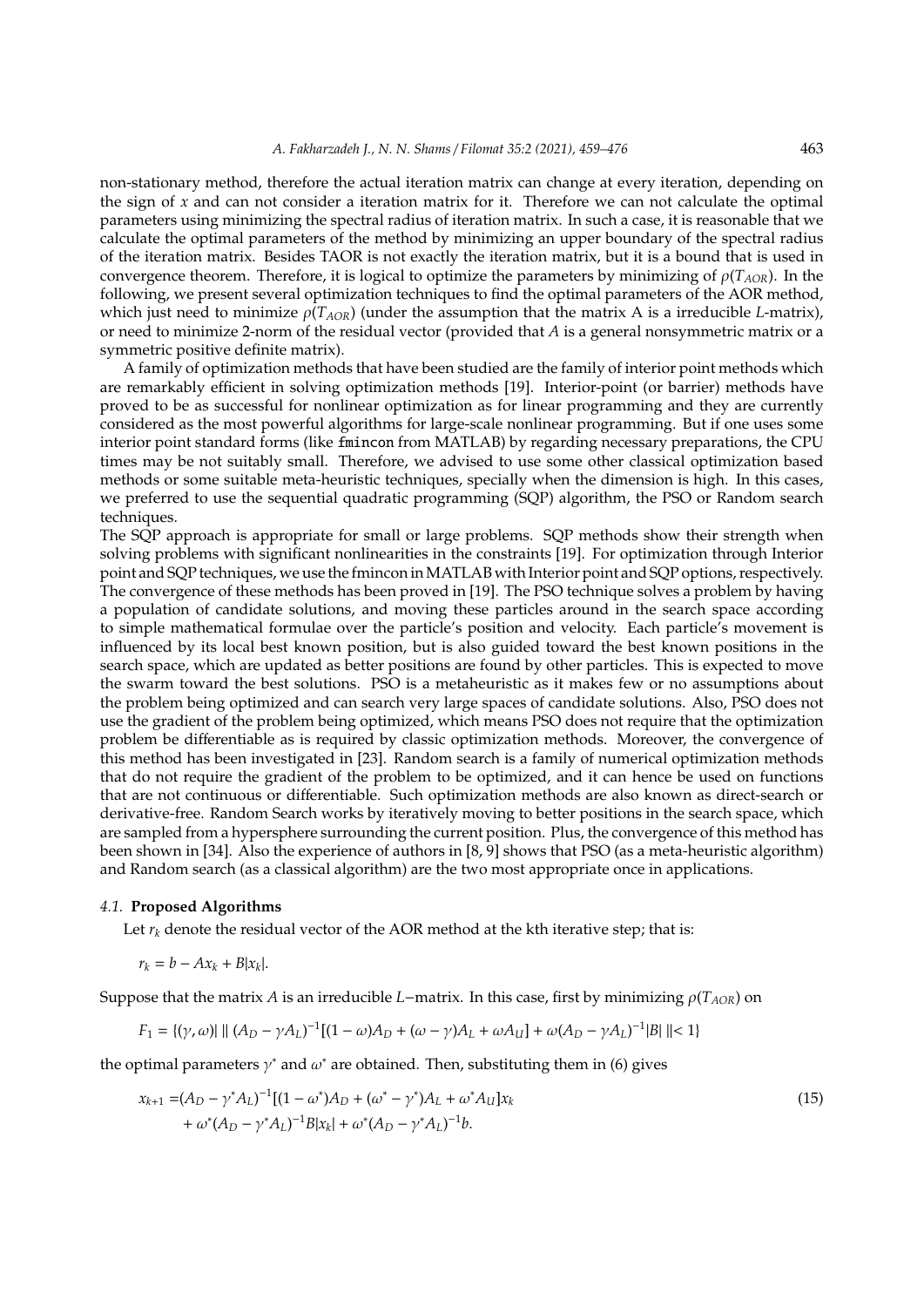non-stationary method, therefore the actual iteration matrix can change at every iteration, depending on the sign of $x$ and can not consider a iteration matrix for it. Therefore we can not calculate the optimal parameters using minimizing the spectral radius of iteration matrix. In such a case, it is reasonable that we calculate the optimal parameters of the method by minimizing an upper boundary of the spectral radius of the iteration matrix. Besides TAOR is not exactly the iteration matrix, but it is a bound that is used in convergence theorem. Therefore, it is logical to optimize the parameters by minimizing of $\rho(T_{AOR})$. In the following, we present several optimization techniques to find the optimal parameters of the AOR method, which just need to minimize $\rho(T_{AOR})$ (under the assumption that the matrix A is a irreducible $L$-matrix), or need to minimize 2-norm of the residual vector (provided that $A$ is a general nonsymmetric matrix or a symmetric positive definite matrix).

A family of optimization methods that have been studied are the family of interior point methods which are remarkably efficient in solving optimization methods [19]. Interior-point (or barrier) methods have proved to be as successful for nonlinear optimization as for linear programming and they are currently considered as the most powerful algorithms for large-scale nonlinear programming. But if one uses some interior point standard forms (like `fmincon` from MATLAB) by regarding necessary preparations, the CPU times may be not suitably small. Therefore, we advised to use some other classical optimization based methods or some suitable meta-heuristic techniques, specially when the dimension is high. In this cases, we preferred to use the sequential quadratic programming (SQP) algorithm, the PSO or Random search techniques.

The SQP approach is appropriate for small or large problems. SQP methods show their strength when solving problems with significant nonlinearities in the constraints [19]. For optimization through Interior point and SQP techniques, we use the fmincon in MATLAB with Interior point and SQP options, respectively. The convergence of these methods has been proved in [19]. The PSO technique solves a problem by having a population of candidate solutions, and moving these particles around in the search space according to simple mathematical formulae over the particle's position and velocity. Each particle's movement is influenced by its local best known position, but is also guided toward the best known positions in the search space, which are updated as better positions are found by other particles. This is expected to move the swarm toward the best solutions. PSO is a metaheuristic as it makes few or no assumptions about the problem being optimized and can search very large spaces of candidate solutions. Also, PSO does not use the gradient of the problem being optimized, which means PSO does not require that the optimization problem be differentiable as is required by classic optimization methods. Moreover, the convergence of this method has been investigated in [23]. Random search is a family of numerical optimization methods that do not require the gradient of the problem to be optimized, and it can hence be used on functions that are not continuous or differentiable. Such optimization methods are also known as direct-search or derivative-free. Random Search works by iteratively moving to better positions in the search space, which are sampled from a hypersphere surrounding the current position. Plus, the convergence of this method has been shown in [34]. Also the experience of authors in [8, 9] shows that PSO (as a meta-heuristic algorithm) and Random search (as a classical algorithm) are the two most appropriate once in applications.

### 4.1. Proposed Algorithms

Let $r_k$ denote the residual vector of the AOR method at the kth iterative step; that is:

$$r_k = b - Ax_k + B|x_k|.$$

Suppose that the matrix $A$ is an irreducible $L$-matrix. In this case, first by minimizing $\rho(T_{AOR})$ on

$$F_1 = \{(\gamma, \omega)| \parallel (A_D - \gamma A_L)^{-1}[(1-\omega)A_D + (\omega - \gamma)A_L + \omega A_U] + \omega(A_D - \gamma A_L)^{-1}|B| \parallel < 1\}$$

the optimal parameters $\gamma^*$ and $\omega^*$ are obtained. Then, substituting them in (6) gives

$$\begin{aligned} x_{k+1} =& (A_D - \gamma^* A_L)^{-1}[(1-\omega^*)A_D + (\omega^* - \gamma^*)A_L + \omega^* A_U]x_k \\ &+ \omega^*(A_D - \gamma^* A_L)^{-1}B|x_k| + \omega^*(A_D - \gamma^* A_L)^{-1}b. \end{aligned} \tag{15}$$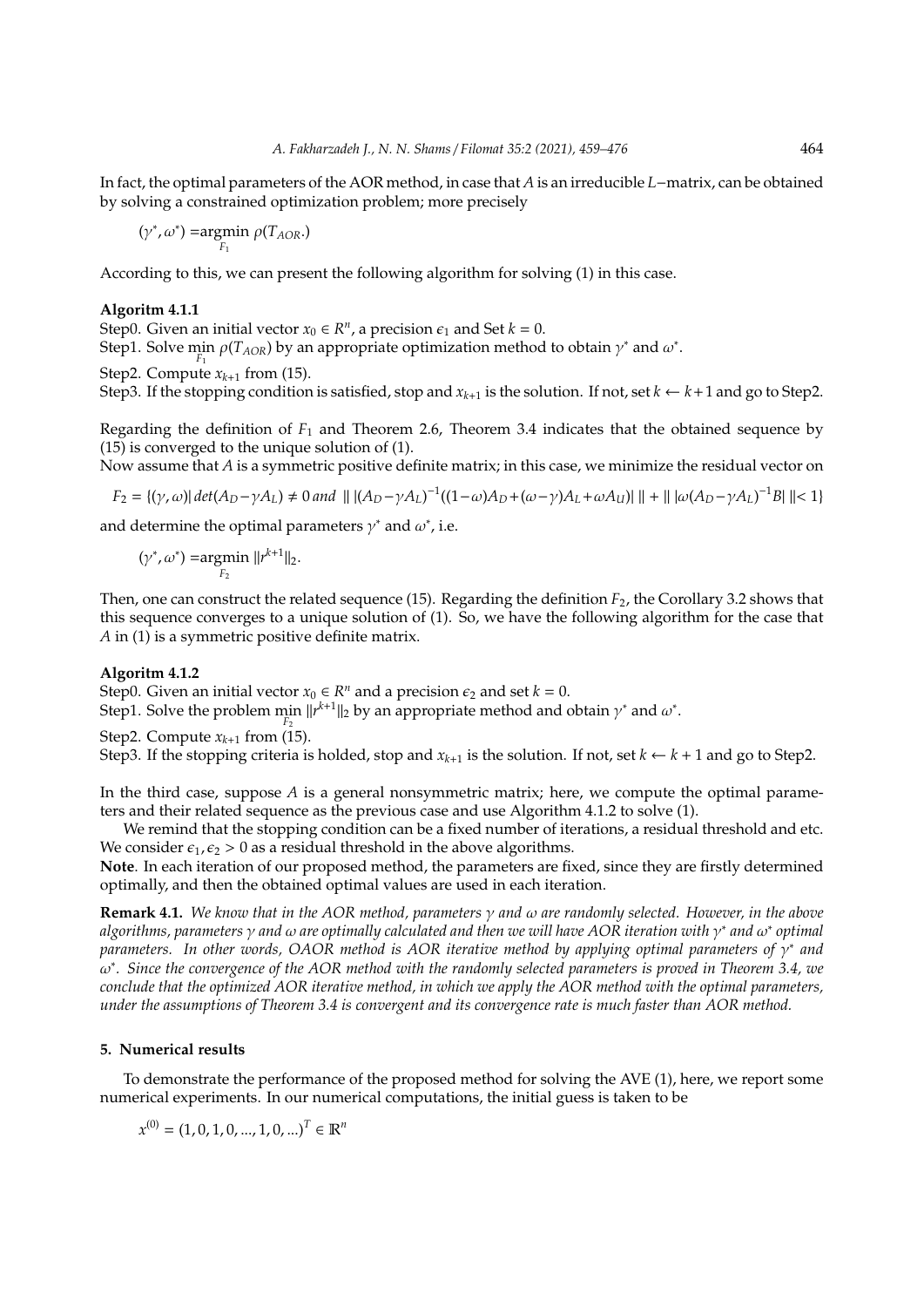In fact, the optimal parameters of the AOR method, in case that $A$ is an irreducible $L-$matrix, can be obtained by solving a constrained optimization problem; more precisely

$$(\gamma^*, \omega^*) = \underset{F_1}{\operatorname{argmin}}\ \rho(T_{AOR}.)$$

According to this, we can present the following algorithm for solving (1) in this case.

**Algoritm 4.1.1**

Step0. Given an initial vector $x_0 \in R^n$, a precision $\epsilon_1$ and Set $k = 0$.

Step1. Solve $\min\limits_{F_1} \rho(T_{AOR})$ by an appropriate optimization method to obtain $\gamma^*$ and $\omega^*$.

Step2. Compute $x_{k+1}$ from (15).

Step3. If the stopping condition is satisfied, stop and $x_{k+1}$ is the solution. If not, set $k \leftarrow k+1$ and go to Step2.

Regarding the definition of $F_1$ and Theorem 2.6, Theorem 3.4 indicates that the obtained sequence by (15) is converged to the unique solution of (1).

Now assume that $A$ is a symmetric positive definite matrix; in this case, we minimize the residual vector on

$$F_2 = \{(\gamma, \omega) | \, det(A_D - \gamma A_L) \neq 0 \text{ and } \| \, |(A_D - \gamma A_L)^{-1}((1-\omega)A_D + (\omega - \gamma)A_L + \omega A_U)| \, \| + \| \, |\omega(A_D - \gamma A_L)^{-1}B| \, \| < 1\}$$

and determine the optimal parameters $\gamma^*$ and $\omega^*$, i.e.

$$(\gamma^*, \omega^*) = \underset{F_2}{\operatorname{argmin}}\ \|r^{k+1}\|_2.$$

Then, one can construct the related sequence (15). Regarding the definition $F_2$, the Corollary 3.2 shows that this sequence converges to a unique solution of (1). So, we have the following algorithm for the case that $A$ in (1) is a symmetric positive definite matrix.

**Algoritm 4.1.2**

Step0. Given an initial vector $x_0 \in R^n$ and a precision $\epsilon_2$ and set $k = 0$.

Step1. Solve the problem $\min\limits_{F_2} \|r^{k+1}\|_2$ by an appropriate method and obtain $\gamma^*$ and $\omega^*$.

Step2. Compute $x_{k+1}$ from (15).

Step3. If the stopping criteria is holded, stop and $x_{k+1}$ is the solution. If not, set $k \leftarrow k+1$ and go to Step2.

In the third case, suppose $A$ is a general nonsymmetric matrix; here, we compute the optimal parameters and their related sequence as the previous case and use Algorithm 4.1.2 to solve (1).

We remind that the stopping condition can be a fixed number of iterations, a residual threshold and etc. We consider $\epsilon_1, \epsilon_2 > 0$ as a residual threshold in the above algorithms.

**Note**. In each iteration of our proposed method, the parameters are fixed, since they are firstly determined optimally, and then the obtained optimal values are used in each iteration.

**Remark 4.1.** *We know that in the AOR method, parameters $\gamma$ and $\omega$ are randomly selected. However, in the above algorithms, parameters $\gamma$ and $\omega$ are optimally calculated and then we will have AOR iteration with $\gamma^*$ and $\omega^*$ optimal parameters. In other words, OAOR method is AOR iterative method by applying optimal parameters of $\gamma^*$ and $\omega^*$. Since the convergence of the AOR method with the randomly selected parameters is proved in Theorem 3.4, we conclude that the optimized AOR iterative method, in which we apply the AOR method with the optimal parameters, under the assumptions of Theorem 3.4 is convergent and its convergence rate is much faster than AOR method.*

## 5. Numerical results

To demonstrate the performance of the proposed method for solving the AVE (1), here, we report some numerical experiments. In our numerical computations, the initial guess is taken to be

$$x^{(0)} = (1, 0, 1, 0, ..., 1, 0, ...)^T \in \mathbb{R}^n$$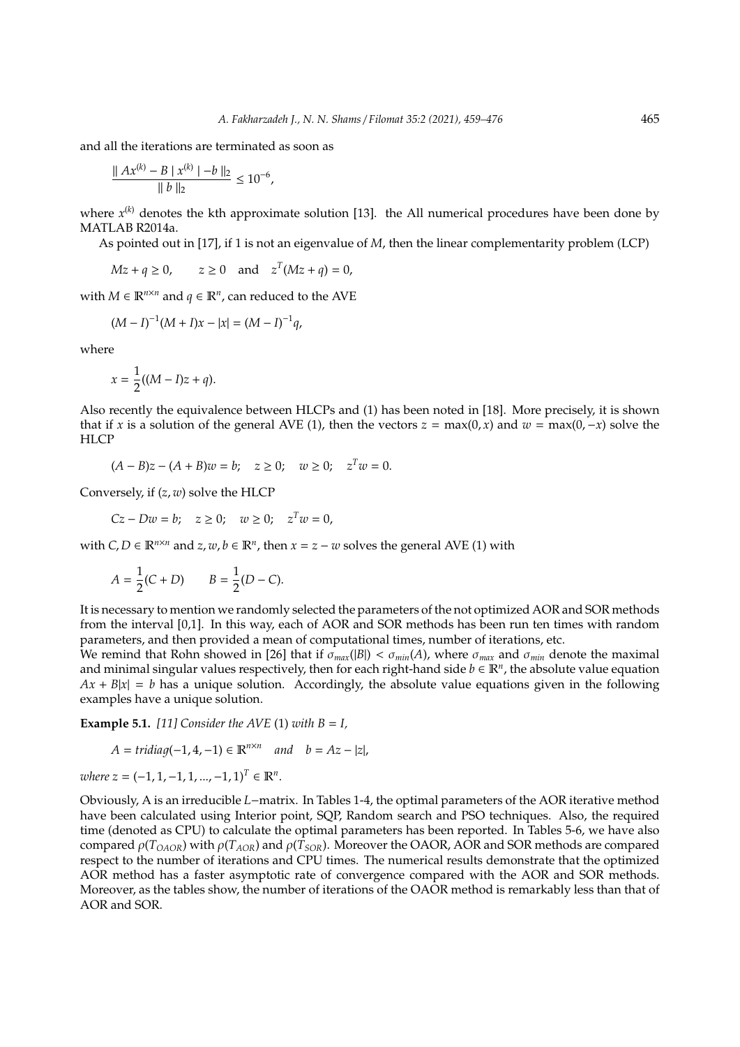and all the iterations are terminated as soon as

$$\frac{\| Ax^{(k)} - B \mid x^{(k)} \mid -b \|_2}{\| b \|_2} \leq 10^{-6},$$

where $x^{(k)}$ denotes the kth approximate solution [13]. the All numerical procedures have been done by MATLAB R2014a.

As pointed out in [17], if 1 is not an eigenvalue of $M$, then the linear complementarity problem (LCP)

$$Mz + q \geq 0, \qquad z \geq 0 \quad \text{and} \quad z^T(Mz + q) = 0,$$

with $M \in \mathbb{R}^{n\times n}$ and $q \in \mathbb{R}^n$, can reduced to the AVE

$$(M - I)^{-1}(M + I)x - |x| = (M - I)^{-1}q,$$

where

$$x = \frac{1}{2}((M - I)z + q).$$

Also recently the equivalence between HLCPs and (1) has been noted in [18]. More precisely, it is shown that if $x$ is a solution of the general AVE (1), then the vectors $z = \max(0, x)$ and $w = \max(0, -x)$ solve the HLCP

$$(A - B)z - (A + B)w = b; \quad z \geq 0; \quad w \geq 0; \quad z^T w = 0.$$

Conversely, if $(z, w)$ solve the HLCP

$$Cz - Dw = b; \quad z \geq 0; \quad w \geq 0; \quad z^T w = 0,$$

with $C, D \in \mathbb{R}^{n\times n}$ and $z, w, b \in \mathbb{R}^n$, then $x = z - w$ solves the general AVE (1) with

$$A = \frac{1}{2}(C + D) \qquad B = \frac{1}{2}(D - C).$$

It is necessary to mention we randomly selected the parameters of the not optimized AOR and SOR methods from the interval [0,1]. In this way, each of AOR and SOR methods has been run ten times with random parameters, and then provided a mean of computational times, number of iterations, etc.

We remind that Rohn showed in [26] that if $\sigma_{max}(|B|) < \sigma_{min}(A)$, where $\sigma_{max}$ and $\sigma_{min}$ denote the maximal and minimal singular values respectively, then for each right-hand side $b \in \mathbb{R}^n$, the absolute value equation $Ax + B|x| = b$ has a unique solution. Accordingly, the absolute value equations given in the following examples have a unique solution.

**Example 5.1.** *[11] Consider the AVE* (1) *with $B = I$,*

$$A = tridiag(-1, 4, -1) \in \mathbb{R}^{n\times n} \quad and \quad b = Az - |z|,$$

*where $z = (-1, 1, -1, 1, ..., -1, 1)^T \in \mathbb{R}^n$.*

Obviously, A is an irreducible $L-$matrix. In Tables 1-4, the optimal parameters of the AOR iterative method have been calculated using Interior point, SQP, Random search and PSO techniques. Also, the required time (denoted as CPU) to calculate the optimal parameters has been reported. In Tables 5-6, we have also compared $\rho(T_{OAOR})$ with $\rho(T_{AOR})$ and $\rho(T_{SOR})$. Moreover the OAOR, AOR and SOR methods are compared respect to the number of iterations and CPU times. The numerical results demonstrate that the optimized AOR method has a faster asymptotic rate of convergence compared with the AOR and SOR methods. Moreover, as the tables show, the number of iterations of the OAOR method is remarkably less than that of AOR and SOR.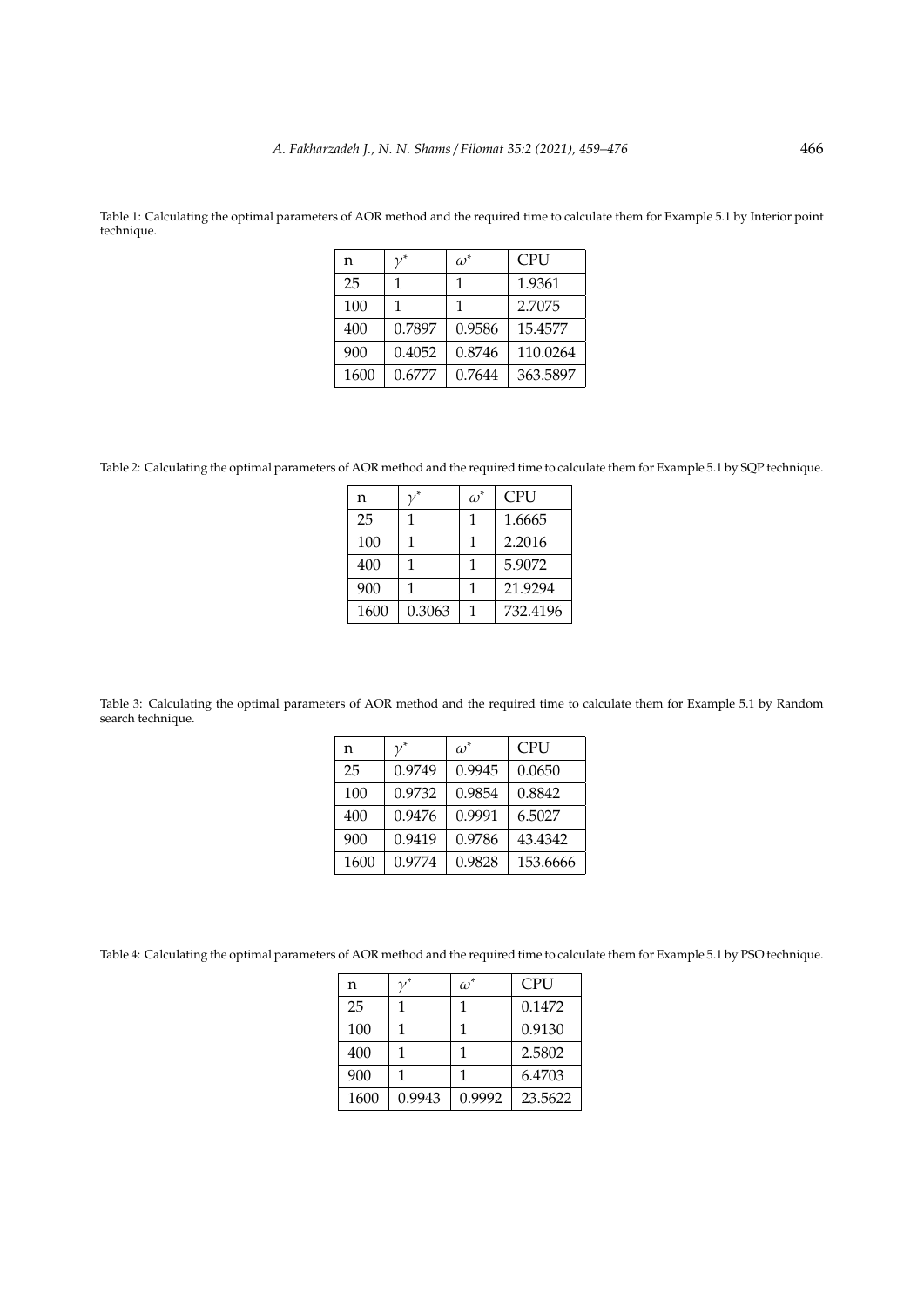Table 1: Calculating the optimal parameters of AOR method and the required time to calculate them for Example 5.1 by Interior point technique.

| n | $\gamma^*$ | $\omega^*$ | CPU |
|---|---|---|---|
| 25 | 1 | 1 | 1.9361 |
| 100 | 1 | 1 | 2.7075 |
| 400 | 0.7897 | 0.9586 | 15.4577 |
| 900 | 0.4052 | 0.8746 | 110.0264 |
| 1600 | 0.6777 | 0.7644 | 363.5897 |

Table 2: Calculating the optimal parameters of AOR method and the required time to calculate them for Example 5.1 by SQP technique.

| n | $\gamma^*$ | $\omega^*$ | CPU |
|---|---|---|---|
| 25 | 1 | 1 | 1.6665 |
| 100 | 1 | 1 | 2.2016 |
| 400 | 1 | 1 | 5.9072 |
| 900 | 1 | 1 | 21.9294 |
| 1600 | 0.3063 | 1 | 732.4196 |

Table 3: Calculating the optimal parameters of AOR method and the required time to calculate them for Example 5.1 by Random search technique.

| n | $\gamma^*$ | $\omega^*$ | CPU |
|---|---|---|---|
| 25 | 0.9749 | 0.9945 | 0.0650 |
| 100 | 0.9732 | 0.9854 | 0.8842 |
| 400 | 0.9476 | 0.9991 | 6.5027 |
| 900 | 0.9419 | 0.9786 | 43.4342 |
| 1600 | 0.9774 | 0.9828 | 153.6666 |

Table 4: Calculating the optimal parameters of AOR method and the required time to calculate them for Example 5.1 by PSO technique.

| n | $\gamma^*$ | $\omega^*$ | CPU |
|---|---|---|---|
| 25 | 1 | 1 | 0.1472 |
| 100 | 1 | 1 | 0.9130 |
| 400 | 1 | 1 | 2.5802 |
| 900 | 1 | 1 | 6.4703 |
| 1600 | 0.9943 | 0.9992 | 23.5622 |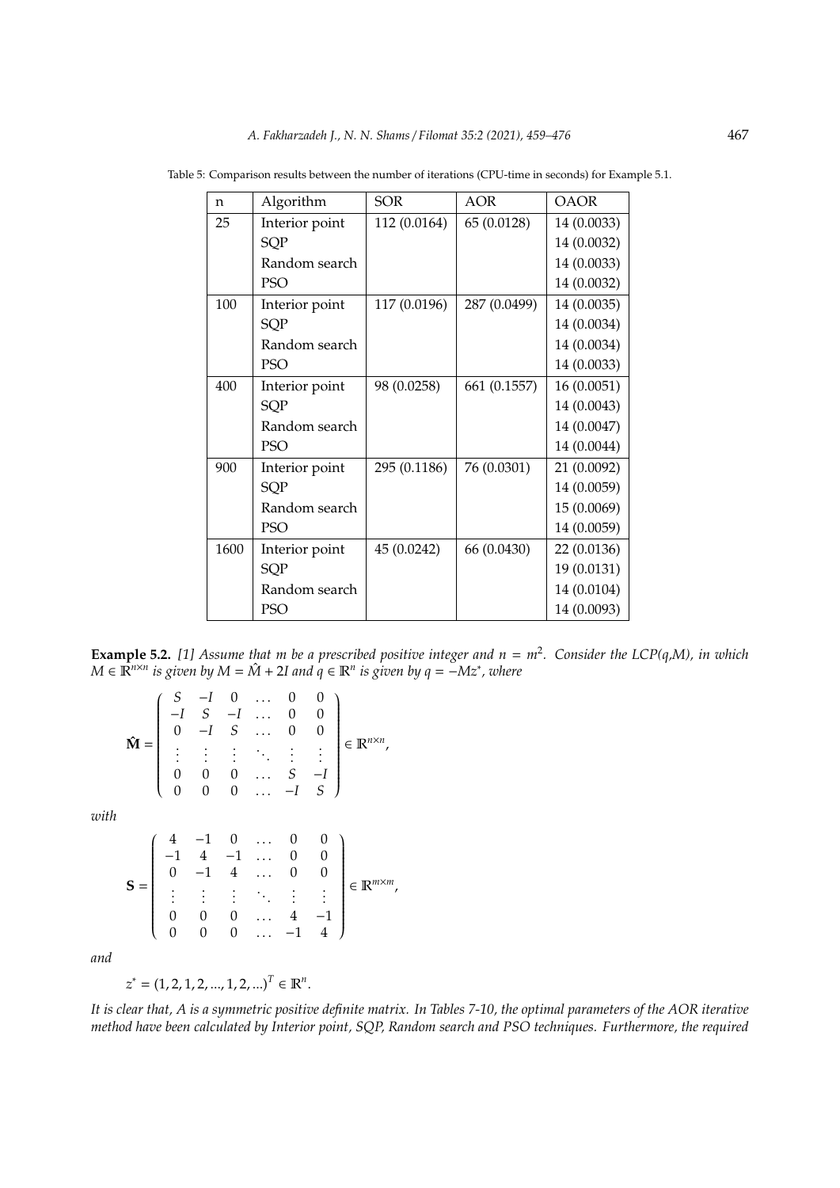Table 5: Comparison results between the number of iterations (CPU-time in seconds) for Example 5.1.

| n | Algorithm | SOR | AOR | OAOR |
|---|---|---|---|---|
| 25 | Interior point | 112 (0.0164) | 65 (0.0128) | 14 (0.0033) |
| | SQP | | | 14 (0.0032) |
| | Random search | | | 14 (0.0033) |
| | PSO | | | 14 (0.0032) |
| 100 | Interior point | 117 (0.0196) | 287 (0.0499) | 14 (0.0035) |
| | SQP | | | 14 (0.0034) |
| | Random search | | | 14 (0.0034) |
| | PSO | | | 14 (0.0033) |
| 400 | Interior point | 98 (0.0258) | 661 (0.1557) | 16 (0.0051) |
| | SQP | | | 14 (0.0043) |
| | Random search | | | 14 (0.0047) |
| | PSO | | | 14 (0.0044) |
| 900 | Interior point | 295 (0.1186) | 76 (0.0301) | 21 (0.0092) |
| | SQP | | | 14 (0.0059) |
| | Random search | | | 15 (0.0069) |
| | PSO | | | 14 (0.0059) |
| 1600 | Interior point | 45 (0.0242) | 66 (0.0430) | 22 (0.0136) |
| | SQP | | | 19 (0.0131) |
| | Random search | | | 14 (0.0104) |
| | PSO | | | 14 (0.0093) |

**Example 5.2.** *[1] Assume that $m$ be a prescribed positive integer and $n = m^2$. Consider the LCP(q,M), in which $M \in \mathbb{R}^{n\times n}$ is given by $M = \hat{M} + 2I$ and $q \in \mathbb{R}^n$ is given by $q = -Mz^*$, where*

$$\hat{\mathbf{M}} = \begin{pmatrix} S & -I & 0 & \dots & 0 & 0 \\ -I & S & -I & \dots & 0 & 0 \\ 0 & -I & S & \dots & 0 & 0 \\ \vdots & \vdots & \vdots & \ddots & \vdots & \vdots \\ 0 & 0 & 0 & \dots & S & -I \\ 0 & 0 & 0 & \dots & -I & S \end{pmatrix} \in \mathbb{R}^{n\times n},$$

*with*

$$\mathbf{S} = \begin{pmatrix} 4 & -1 & 0 & \dots & 0 & 0 \\ -1 & 4 & -1 & \dots & 0 & 0 \\ 0 & -1 & 4 & \dots & 0 & 0 \\ \vdots & \vdots & \vdots & \ddots & \vdots & \vdots \\ 0 & 0 & 0 & \dots & 4 & -1 \\ 0 & 0 & 0 & \dots & -1 & 4 \end{pmatrix} \in \mathbb{R}^{m\times m},$$

*and*

$$z^* = (1, 2, 1, 2, ..., 1, 2, ...)^T \in \mathbb{R}^n.$$

*It is clear that, $A$ is a symmetric positive definite matrix. In Tables 7-10, the optimal parameters of the AOR iterative method have been calculated by Interior point, SQP, Random search and PSO techniques. Furthermore, the required*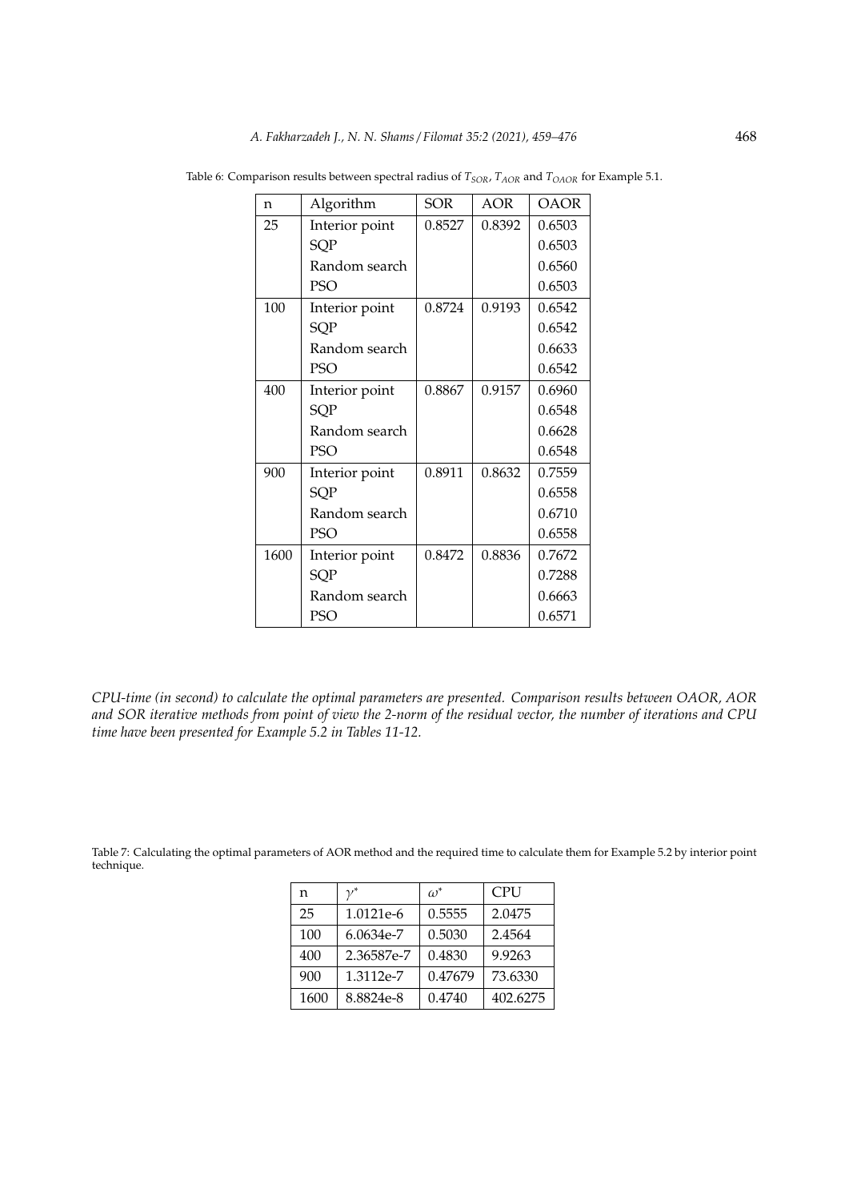Table 6: Comparison results between spectral radius of $T_{SOR}$, $T_{AOR}$ and $T_{OAOR}$ for Example 5.1.

| n | Algorithm | SOR | AOR | OAOR |
|---|---|---|---|---|
| 25 | Interior point | 0.8527 | 0.8392 | 0.6503 |
| | SQP | | | 0.6503 |
| | Random search | | | 0.6560 |
| | PSO | | | 0.6503 |
| 100 | Interior point | 0.8724 | 0.9193 | 0.6542 |
| | SQP | | | 0.6542 |
| | Random search | | | 0.6633 |
| | PSO | | | 0.6542 |
| 400 | Interior point | 0.8867 | 0.9157 | 0.6960 |
| | SQP | | | 0.6548 |
| | Random search | | | 0.6628 |
| | PSO | | | 0.6548 |
| 900 | Interior point | 0.8911 | 0.8632 | 0.7559 |
| | SQP | | | 0.6558 |
| | Random search | | | 0.6710 |
| | PSO | | | 0.6558 |
| 1600 | Interior point | 0.8472 | 0.8836 | 0.7672 |
| | SQP | | | 0.7288 |
| | Random search | | | 0.6663 |
| | PSO | | | 0.6571 |

*CPU-time (in second) to calculate the optimal parameters are presented. Comparison results between OAOR, AOR and SOR iterative methods from point of view the 2-norm of the residual vector, the number of iterations and CPU time have been presented for Example 5.2 in Tables 11-12.*

Table 7: Calculating the optimal parameters of AOR method and the required time to calculate them for Example 5.2 by interior point technique.

| n | $\gamma^*$ | $\omega^*$ | CPU |
|---|---|---|---|
| 25 | 1.0121e-6 | 0.5555 | 2.0475 |
| 100 | 6.0634e-7 | 0.5030 | 2.4564 |
| 400 | 2.36587e-7 | 0.4830 | 9.9263 |
| 900 | 1.3112e-7 | 0.47679 | 73.6330 |
| 1600 | 8.8824e-8 | 0.4740 | 402.6275 |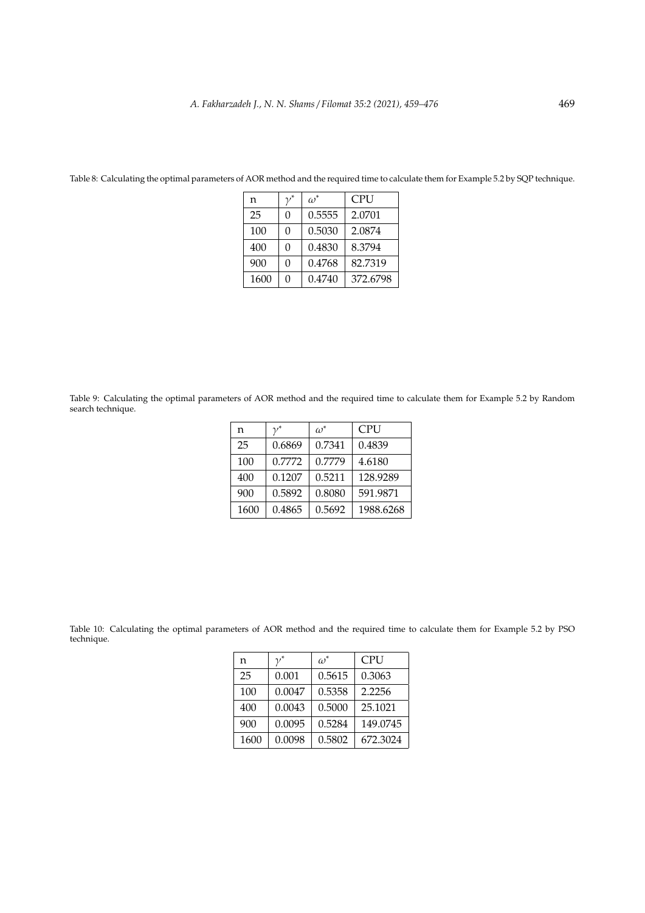Table 8: Calculating the optimal parameters of AOR method and the required time to calculate them for Example 5.2 by SQP technique.

| n | $\gamma^*$ | $\omega^*$ | CPU |
| --- | --- | --- | --- |
| 25 | 0 | 0.5555 | 2.0701 |
| 100 | 0 | 0.5030 | 2.0874 |
| 400 | 0 | 0.4830 | 8.3794 |
| 900 | 0 | 0.4768 | 82.7319 |
| 1600 | 0 | 0.4740 | 372.6798 |

Table 9: Calculating the optimal parameters of AOR method and the required time to calculate them for Example 5.2 by Random search technique.

| n | $\gamma^*$ | $\omega^*$ | CPU |
| --- | --- | --- | --- |
| 25 | 0.6869 | 0.7341 | 0.4839 |
| 100 | 0.7772 | 0.7779 | 4.6180 |
| 400 | 0.1207 | 0.5211 | 128.9289 |
| 900 | 0.5892 | 0.8080 | 591.9871 |
| 1600 | 0.4865 | 0.5692 | 1988.6268 |

Table 10: Calculating the optimal parameters of AOR method and the required time to calculate them for Example 5.2 by PSO technique.

| n | $\gamma^*$ | $\omega^*$ | CPU |
| --- | --- | --- | --- |
| 25 | 0.001 | 0.5615 | 0.3063 |
| 100 | 0.0047 | 0.5358 | 2.2256 |
| 400 | 0.0043 | 0.5000 | 25.1021 |
| 900 | 0.0095 | 0.5284 | 149.0745 |
| 1600 | 0.0098 | 0.5802 | 672.3024 |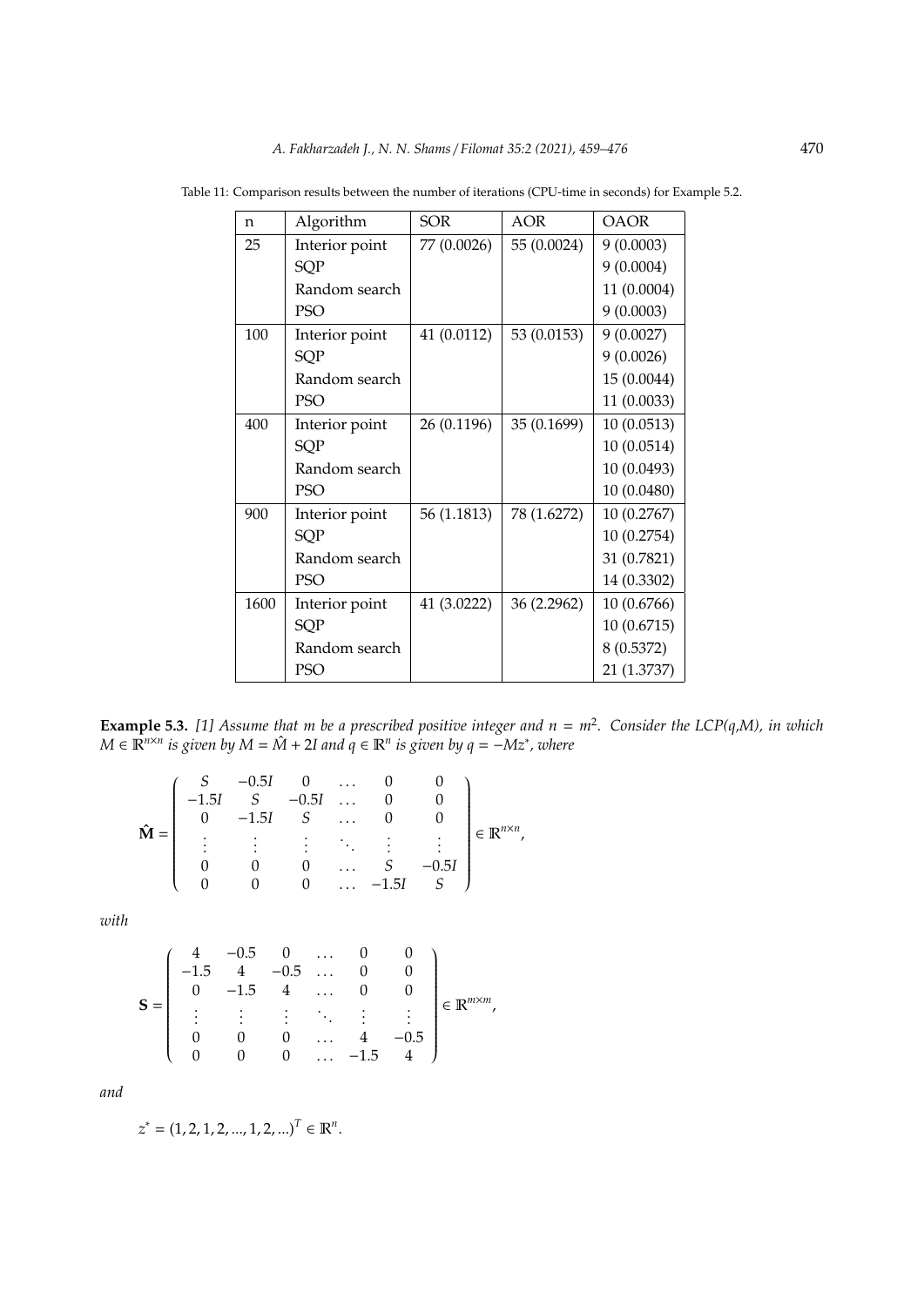Table 11: Comparison results between the number of iterations (CPU-time in seconds) for Example 5.2.

| n | Algorithm | SOR | AOR | OAOR |
|---|---|---|---|---|
| 25 | Interior point | 77 (0.0026) | 55 (0.0024) | 9 (0.0003) |
| | SQP | | | 9 (0.0004) |
| | Random search | | | 11 (0.0004) |
| | PSO | | | 9 (0.0003) |
| 100 | Interior point | 41 (0.0112) | 53 (0.0153) | 9 (0.0027) |
| | SQP | | | 9 (0.0026) |
| | Random search | | | 15 (0.0044) |
| | PSO | | | 11 (0.0033) |
| 400 | Interior point | 26 (0.1196) | 35 (0.1699) | 10 (0.0513) |
| | SQP | | | 10 (0.0514) |
| | Random search | | | 10 (0.0493) |
| | PSO | | | 10 (0.0480) |
| 900 | Interior point | 56 (1.1813) | 78 (1.6272) | 10 (0.2767) |
| | SQP | | | 10 (0.2754) |
| | Random search | | | 31 (0.7821) |
| | PSO | | | 14 (0.3302) |
| 1600 | Interior point | 41 (3.0222) | 36 (2.2962) | 10 (0.6766) |
| | SQP | | | 10 (0.6715) |
| | Random search | | | 8 (0.5372) |
| | PSO | | | 21 (1.3737) |

**Example 5.3.** *[1] Assume that $m$ be a prescribed positive integer and $n = m^2$. Consider the LCP(q,M), in which $M \in \mathbb{R}^{n \times n}$ is given by $M = \hat{M} + 2I$ and $q \in \mathbb{R}^n$ is given by $q = -Mz^*$, where*

$$
\hat{\mathbf{M}} = \begin{pmatrix} S & -0.5I & 0 & \dots & 0 & 0 \\ -1.5I & S & -0.5I & \dots & 0 & 0 \\ 0 & -1.5I & S & \dots & 0 & 0 \\ \vdots & \vdots & \vdots & \ddots & \vdots & \vdots \\ 0 & 0 & 0 & \dots & S & -0.5I \\ 0 & 0 & 0 & \dots & -1.5I & S \end{pmatrix} \in \mathbb{R}^{n \times n},
$$

*with*

$$
\mathbf{S} = \begin{pmatrix} 4 & -0.5 & 0 & \dots & 0 & 0 \\ -1.5 & 4 & -0.5 & \dots & 0 & 0 \\ 0 & -1.5 & 4 & \dots & 0 & 0 \\ \vdots & \vdots & \vdots & \ddots & \vdots & \vdots \\ 0 & 0 & 0 & \dots & 4 & -0.5 \\ 0 & 0 & 0 & \dots & -1.5 & 4 \end{pmatrix} \in \mathbb{R}^{m \times m},
$$

*and*

$$
z^* = (1, 2, 1, 2, ..., 1, 2, ...)^T \in \mathbb{R}^n.
$$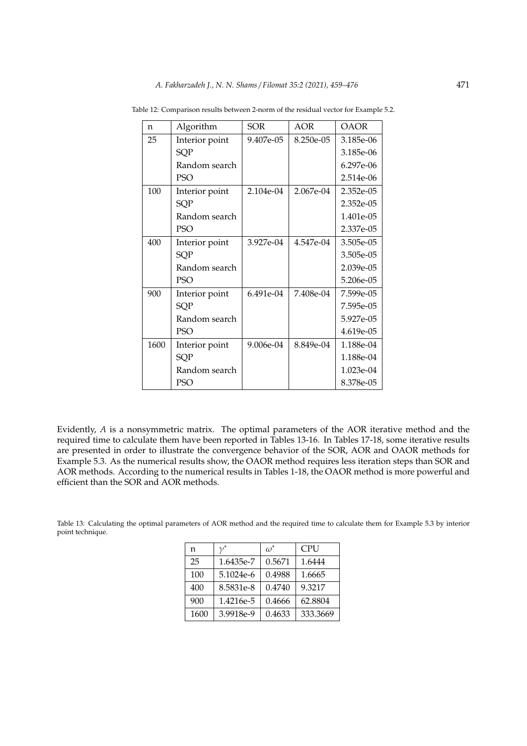Table 12: Comparison results between 2-norm of the residual vector for Example 5.2.

| n | Algorithm | SOR | AOR | OAOR |
|---|---|---|---|---|
| 25 | Interior point | 9.407e-05 | 8.250e-05 | 3.185e-06 |
| | SQP | | | 3.185e-06 |
| | Random search | | | 6.297e-06 |
| | PSO | | | 2.514e-06 |
| 100 | Interior point | 2.104e-04 | 2.067e-04 | 2.352e-05 |
| | SQP | | | 2.352e-05 |
| | Random search | | | 1.401e-05 |
| | PSO | | | 2.337e-05 |
| 400 | Interior point | 3.927e-04 | 4.547e-04 | 3.505e-05 |
| | SQP | | | 3.505e-05 |
| | Random search | | | 2.039e-05 |
| | PSO | | | 5.206e-05 |
| 900 | Interior point | 6.491e-04 | 7.408e-04 | 7.599e-05 |
| | SQP | | | 7.595e-05 |
| | Random search | | | 5.927e-05 |
| | PSO | | | 4.619e-05 |
| 1600 | Interior point | 9.006e-04 | 8.849e-04 | 1.188e-04 |
| | SQP | | | 1.188e-04 |
| | Random search | | | 1.023e-04 |
| | PSO | | | 8.378e-05 |

Evidently, $A$ is a nonsymmetric matrix. The optimal parameters of the AOR iterative method and the required time to calculate them have been reported in Tables 13-16. In Tables 17-18, some iterative results are presented in order to illustrate the convergence behavior of the SOR, AOR and OAOR methods for Example 5.3. As the numerical results show, the OAOR method requires less iteration steps than SOR and AOR methods. According to the numerical results in Tables 1-18, the OAOR method is more powerful and efficient than the SOR and AOR methods.

Table 13: Calculating the optimal parameters of AOR method and the required time to calculate them for Example 5.3 by interior point technique.

| n | $\gamma^*$ | $\omega^*$ | CPU |
|---|---|---|---|
| 25 | 1.6435e-7 | 0.5671 | 1.6444 |
| 100 | 5.1024e-6 | 0.4988 | 1.6665 |
| 400 | 8.5831e-8 | 0.4740 | 9.3217 |
| 900 | 1.4216e-5 | 0.4666 | 62.8804 |
| 1600 | 3.9918e-9 | 0.4633 | 333.3669 |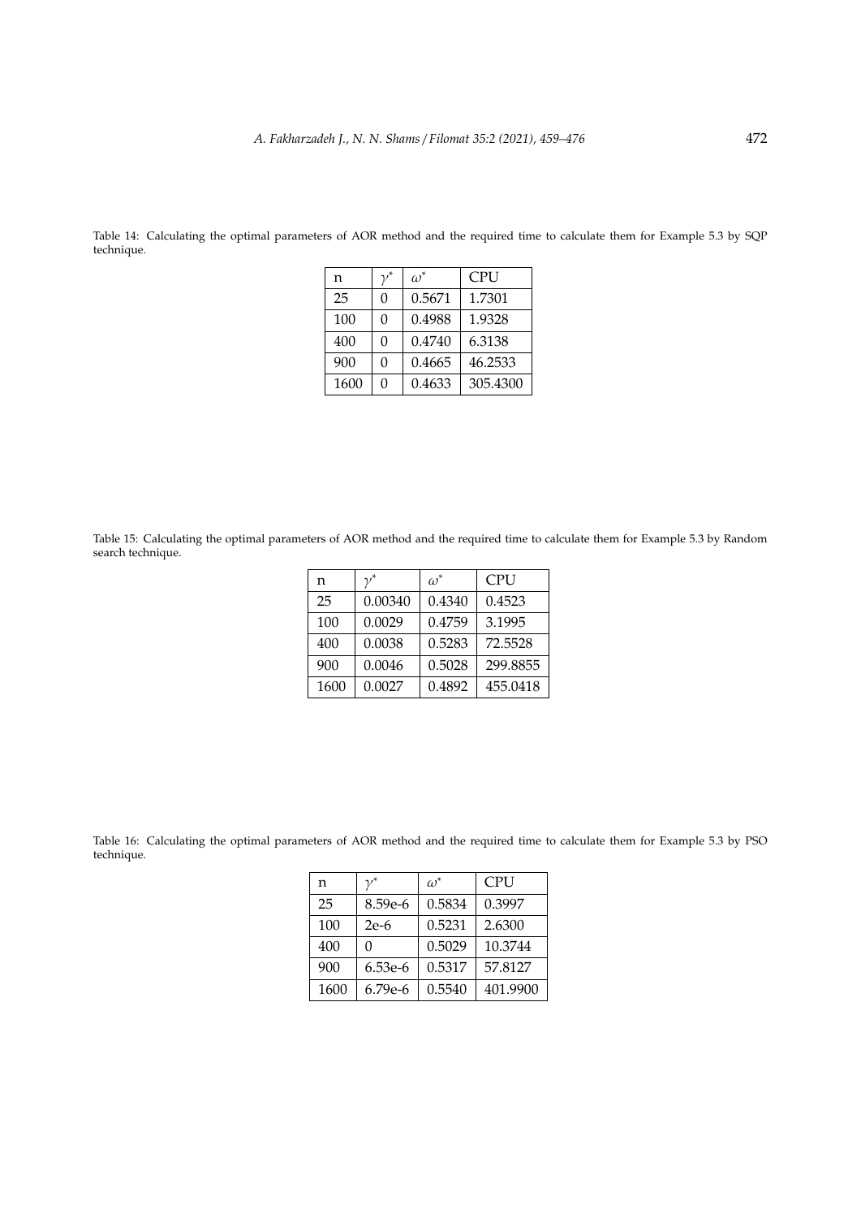Table 14: Calculating the optimal parameters of AOR method and the required time to calculate them for Example 5.3 by SQP technique.

| n | $\gamma^*$ | $\omega^*$ | CPU |
|---|---|---|---|
| 25 | 0 | 0.5671 | 1.7301 |
| 100 | 0 | 0.4988 | 1.9328 |
| 400 | 0 | 0.4740 | 6.3138 |
| 900 | 0 | 0.4665 | 46.2533 |
| 1600 | 0 | 0.4633 | 305.4300 |

Table 15: Calculating the optimal parameters of AOR method and the required time to calculate them for Example 5.3 by Random search technique.

| n | $\gamma^*$ | $\omega^*$ | CPU |
|---|---|---|---|
| 25 | 0.00340 | 0.4340 | 0.4523 |
| 100 | 0.0029 | 0.4759 | 3.1995 |
| 400 | 0.0038 | 0.5283 | 72.5528 |
| 900 | 0.0046 | 0.5028 | 299.8855 |
| 1600 | 0.0027 | 0.4892 | 455.0418 |

Table 16: Calculating the optimal parameters of AOR method and the required time to calculate them for Example 5.3 by PSO technique.

| n | $\gamma^*$ | $\omega^*$ | CPU |
|---|---|---|---|
| 25 | 8.59e-6 | 0.5834 | 0.3997 |
| 100 | 2e-6 | 0.5231 | 2.6300 |
| 400 | 0 | 0.5029 | 10.3744 |
| 900 | 6.53e-6 | 0.5317 | 57.8127 |
| 1600 | 6.79e-6 | 0.5540 | 401.9900 |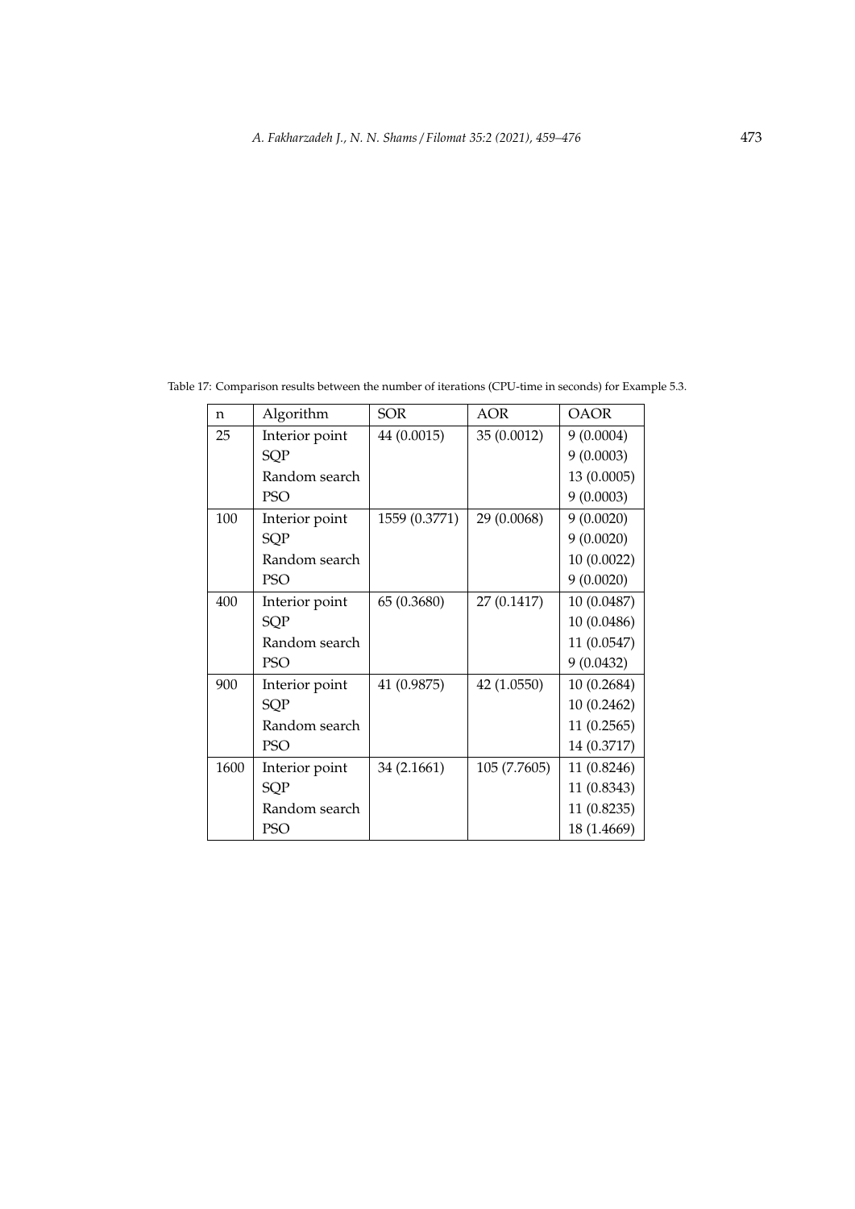Table 17: Comparison results between the number of iterations (CPU-time in seconds) for Example 5.3.

| n | Algorithm | SOR | AOR | OAOR |
|---|---|---|---|---|
| 25 | Interior point | 44 (0.0015) | 35 (0.0012) | 9 (0.0004) |
| | SQP | | | 9 (0.0003) |
| | Random search | | | 13 (0.0005) |
| | PSO | | | 9 (0.0003) |
| 100 | Interior point | 1559 (0.3771) | 29 (0.0068) | 9 (0.0020) |
| | SQP | | | 9 (0.0020) |
| | Random search | | | 10 (0.0022) |
| | PSO | | | 9 (0.0020) |
| 400 | Interior point | 65 (0.3680) | 27 (0.1417) | 10 (0.0487) |
| | SQP | | | 10 (0.0486) |
| | Random search | | | 11 (0.0547) |
| | PSO | | | 9 (0.0432) |
| 900 | Interior point | 41 (0.9875) | 42 (1.0550) | 10 (0.2684) |
| | SQP | | | 10 (0.2462) |
| | Random search | | | 11 (0.2565) |
| | PSO | | | 14 (0.3717) |
| 1600 | Interior point | 34 (2.1661) | 105 (7.7605) | 11 (0.8246) |
| | SQP | | | 11 (0.8343) |
| | Random search | | | 11 (0.8235) |
| | PSO | | | 18 (1.4669) |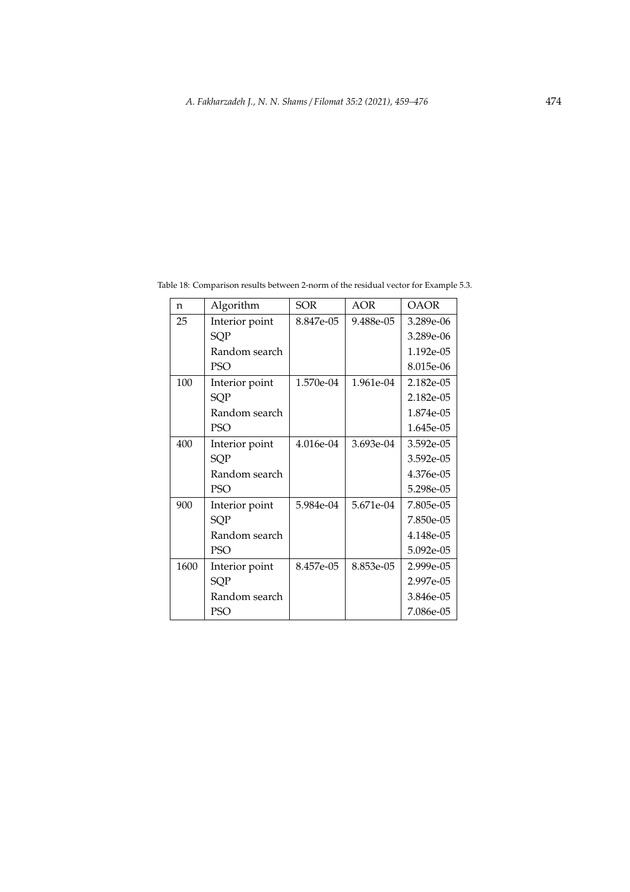Table 18: Comparison results between 2-norm of the residual vector for Example 5.3.

| n | Algorithm | SOR | AOR | OAOR |
|---|---|---|---|---|
| 25 | Interior point | 8.847e-05 | 9.488e-05 | 3.289e-06 |
| | SQP | | | 3.289e-06 |
| | Random search | | | 1.192e-05 |
| | PSO | | | 8.015e-06 |
| 100 | Interior point | 1.570e-04 | 1.961e-04 | 2.182e-05 |
| | SQP | | | 2.182e-05 |
| | Random search | | | 1.874e-05 |
| | PSO | | | 1.645e-05 |
| 400 | Interior point | 4.016e-04 | 3.693e-04 | 3.592e-05 |
| | SQP | | | 3.592e-05 |
| | Random search | | | 4.376e-05 |
| | PSO | | | 5.298e-05 |
| 900 | Interior point | 5.984e-04 | 5.671e-04 | 7.805e-05 |
| | SQP | | | 7.850e-05 |
| | Random search | | | 4.148e-05 |
| | PSO | | | 5.092e-05 |
| 1600 | Interior point | 8.457e-05 | 8.853e-05 | 2.999e-05 |
| | SQP | | | 2.997e-05 |
| | Random search | | | 3.846e-05 |
| | PSO | | | 7.086e-05 |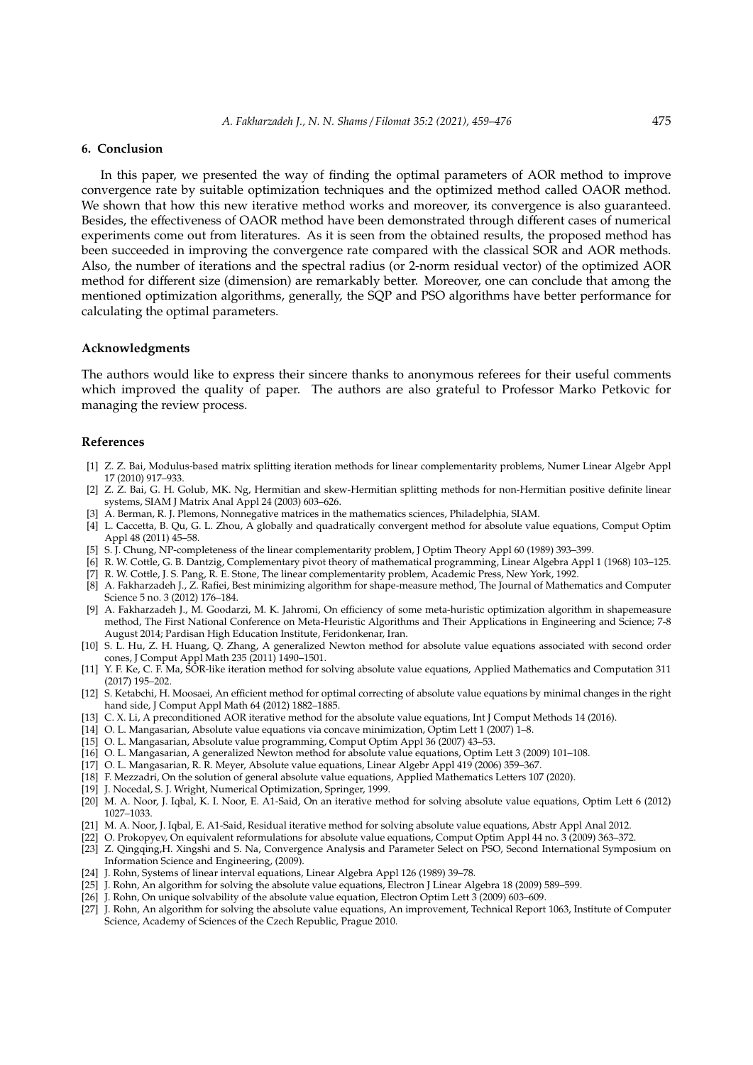## 6. Conclusion

In this paper, we presented the way of finding the optimal parameters of AOR method to improve convergence rate by suitable optimization techniques and the optimized method called OAOR method. We shown that how this new iterative method works and moreover, its convergence is also guaranteed. Besides, the effectiveness of OAOR method have been demonstrated through different cases of numerical experiments come out from literatures. As it is seen from the obtained results, the proposed method has been succeeded in improving the convergence rate compared with the classical SOR and AOR methods. Also, the number of iterations and the spectral radius (or 2-norm residual vector) of the optimized AOR method for different size (dimension) are remarkably better. Moreover, one can conclude that among the mentioned optimization algorithms, generally, the SQP and PSO algorithms have better performance for calculating the optimal parameters.

### Acknowledgments

The authors would like to express their sincere thanks to anonymous referees for their useful comments which improved the quality of paper. The authors are also grateful to Professor Marko Petkovic for managing the review process.

### References

- [1] Z. Z. Bai, Modulus-based matrix splitting iteration methods for linear complementarity problems, Numer Linear Algebr Appl 17 (2010) 917–933.
- [2] Z. Z. Bai, G. H. Golub, MK. Ng, Hermitian and skew-Hermitian splitting methods for non-Hermitian positive definite linear systems, SIAM J Matrix Anal Appl 24 (2003) 603–626.
- [3] A. Berman, R. J. Plemons, Nonnegative matrices in the mathematics sciences, Philadelphia, SIAM.
- [4] L. Caccetta, B. Qu, G. L. Zhou, A globally and quadratically convergent method for absolute value equations, Comput Optim Appl 48 (2011) 45–58.
- [5] S. J. Chung, NP-completeness of the linear complementarity problem, J Optim Theory Appl 60 (1989) 393–399.
- [6] R. W. Cottle, G. B. Dantzig, Complementary pivot theory of mathematical programming, Linear Algebra Appl 1 (1968) 103–125.
- [7] R. W. Cottle, J. S. Pang, R. E. Stone, The linear complementarity problem, Academic Press, New York, 1992.
- [8] A. Fakharzadeh J., Z. Rafiei, Best minimizing algorithm for shape-measure method, The Journal of Mathematics and Computer Science 5 no. 3 (2012) 176–184.
- [9] A. Fakharzadeh J., M. Goodarzi, M. K. Jahromi, On efficiency of some meta-huristic optimization algorithm in shapemeasure method, The First National Conference on Meta-Heuristic Algorithms and Their Applications in Engineering and Science; 7-8 August 2014; Pardisan High Education Institute, Feridonkenar, Iran.
- [10] S. L. Hu, Z. H. Huang, Q. Zhang, A generalized Newton method for absolute value equations associated with second order cones, J Comput Appl Math 235 (2011) 1490–1501.
- [11] Y. F. Ke, C. F. Ma, SOR-like iteration method for solving absolute value equations, Applied Mathematics and Computation 311 (2017) 195–202.
- [12] S. Ketabchi, H. Moosaei, An efficient method for optimal correcting of absolute value equations by minimal changes in the right hand side, J Comput Appl Math 64 (2012) 1882–1885.
- [13] C. X. Li, A preconditioned AOR iterative method for the absolute value equations, Int J Comput Methods 14 (2016).
- [14] O. L. Mangasarian, Absolute value equations via concave minimization, Optim Lett 1 (2007) 1–8.
- [15] O. L. Mangasarian, Absolute value programming, Comput Optim Appl 36 (2007) 43–53.
- [16] O. L. Mangasarian, A generalized Newton method for absolute value equations, Optim Lett 3 (2009) 101–108.
- [17] O. L. Mangasarian, R. R. Meyer, Absolute value equations, Linear Algebr Appl 419 (2006) 359–367.
- [18] F. Mezzadri, On the solution of general absolute value equations, Applied Mathematics Letters 107 (2020).
- [19] J. Nocedal, S. J. Wright, Numerical Optimization, Springer, 1999.
- [20] M. A. Noor, J. Iqbal, K. I. Noor, E. A1-Said, On an iterative method for solving absolute value equations, Optim Lett 6 (2012) 1027–1033.
- [21] M. A. Noor, J. Iqbal, E. A1-Said, Residual iterative method for solving absolute value equations, Abstr Appl Anal 2012.
- [22] O. Prokopyev, On equivalent reformulations for absolute value equations, Comput Optim Appl 44 no. 3 (2009) 363–372.
- [23] Z. Qingqing,H. Xingshi and S. Na, Convergence Analysis and Parameter Select on PSO, Second International Symposium on Information Science and Engineering, (2009).
- [24] J. Rohn, Systems of linear interval equations, Linear Algebra Appl 126 (1989) 39–78.
- [25] J. Rohn, An algorithm for solving the absolute value equations, Electron J Linear Algebra 18 (2009) 589–599.
- [26] J. Rohn, On unique solvability of the absolute value equation, Electron Optim Lett 3 (2009) 603–609.
- [27] J. Rohn, An algorithm for solving the absolute value equations, An improvement, Technical Report 1063, Institute of Computer Science, Academy of Sciences of the Czech Republic, Prague 2010.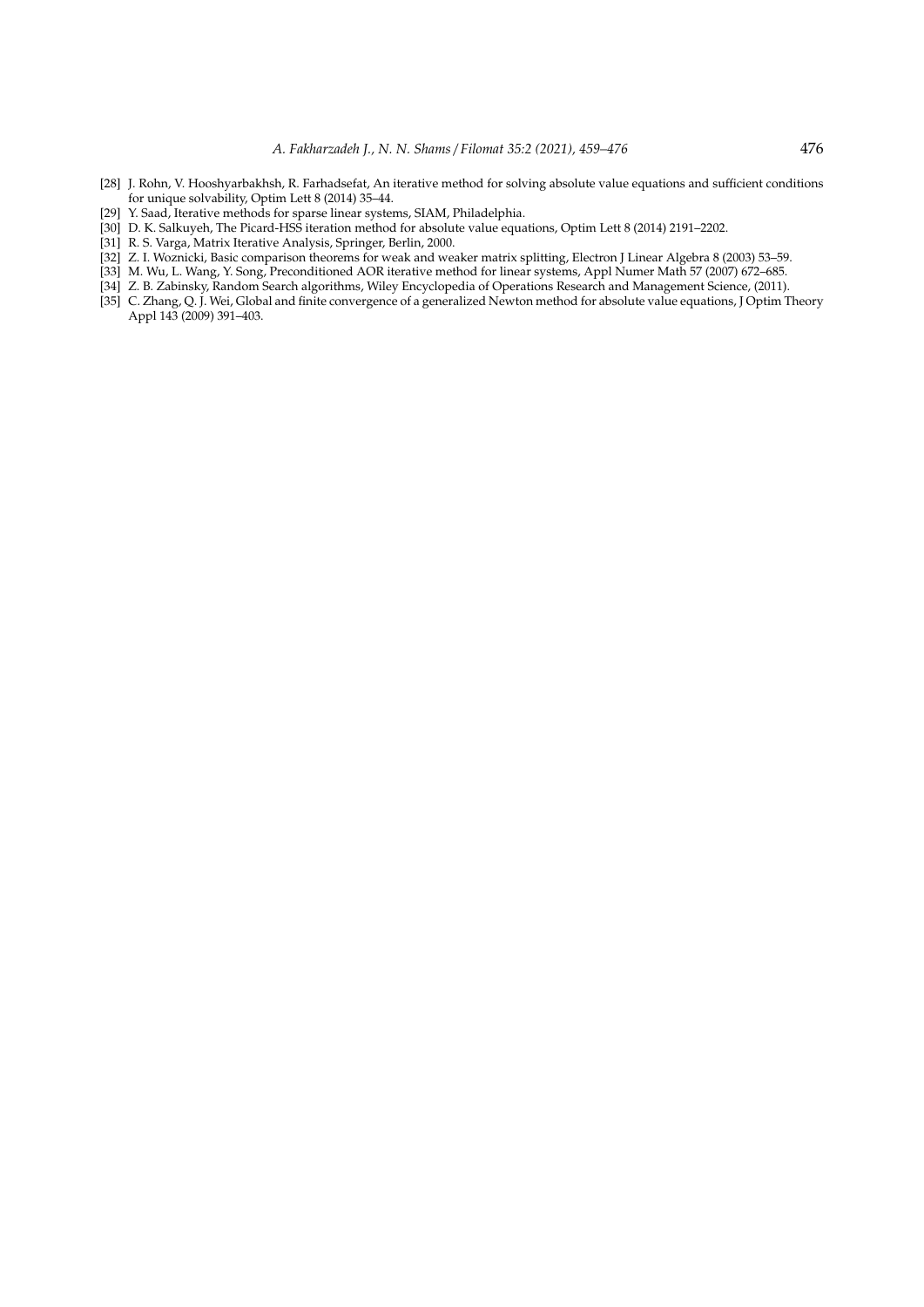- [28] J. Rohn, V. Hooshyarbakhsh, R. Farhadsefat, An iterative method for solving absolute value equations and sufficient conditions for unique solvability, Optim Lett 8 (2014) 35–44.
- [29] Y. Saad, Iterative methods for sparse linear systems, SIAM, Philadelphia.
- [30] D. K. Salkuyeh, The Picard-HSS iteration method for absolute value equations, Optim Lett 8 (2014) 2191–2202.
- [31] R. S. Varga, Matrix Iterative Analysis, Springer, Berlin, 2000.
- [32] Z. I. Woznicki, Basic comparison theorems for weak and weaker matrix splitting, Electron J Linear Algebra 8 (2003) 53–59.
- [33] M. Wu, L. Wang, Y. Song, Preconditioned AOR iterative method for linear systems, Appl Numer Math 57 (2007) 672–685.
- [34] Z. B. Zabinsky, Random Search algorithms, Wiley Encyclopedia of Operations Research and Management Science, (2011).
- [35] C. Zhang, Q. J. Wei, Global and finite convergence of a generalized Newton method for absolute value equations, J Optim Theory Appl 143 (2009) 391–403.